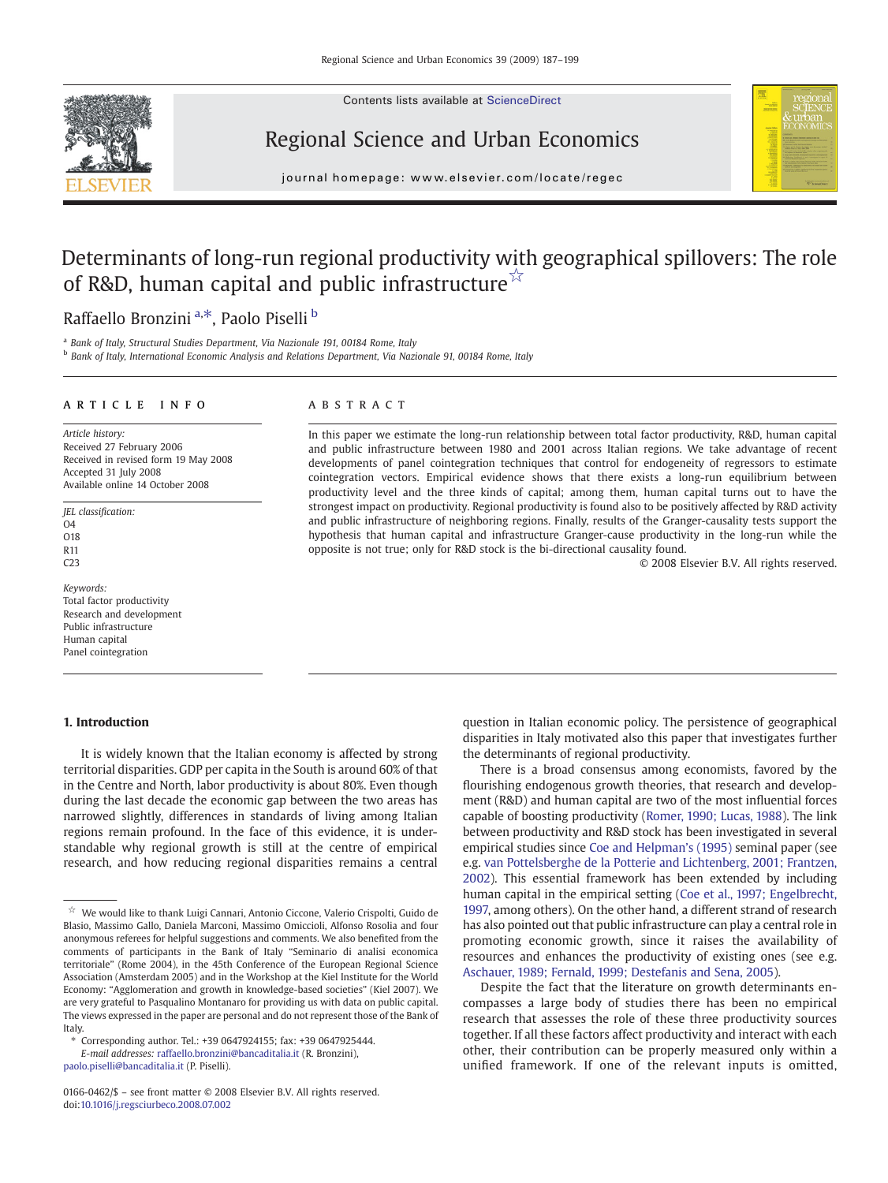Contents lists available at ScienceDirect

# Regional Science and Urban Economics

journal homepage: www.elsevier.com/locate/regec

# Determinants of long-run regional productivity with geographical spillovers: The role of R&D, human capital and public infrastructure ☆

Raffaello Bronzini [a,*], Paolo Piselli [b]

[a] Bank of Italy, Structural Studies Department, Via Nazionale 191, 00184 Rome, Italy

[b] Bank of Italy, International Economic Analysis and Relations Department, Via Nazionale 91, 00184 Rome, Italy

## ARTICLE INFO

*Article history:*
Received 27 February 2006
Received in revised form 19 May 2008
Accepted 31 July 2008
Available online 14 October 2008

*JEL classification:*
O4
O18
R11
C23

*Keywords:*
Total factor productivity
Research and development
Public infrastructure
Human capital
Panel cointegration

## ABSTRACT

In this paper we estimate the long-run relationship between total factor productivity, R&D, human capital and public infrastructure between 1980 and 2001 across Italian regions. We take advantage of recent developments of panel cointegration techniques that control for endogeneity of regressors to estimate cointegration vectors. Empirical evidence shows that there exists a long-run equilibrium between productivity level and the three kinds of capital; among them, human capital turns out to have the strongest impact on productivity. Regional productivity is found also to be positively affected by R&D activity and public infrastructure of neighboring regions. Finally, results of the Granger-causality tests support the hypothesis that human capital and infrastructure Granger-cause productivity in the long-run while the opposite is not true; only for R&D stock is the bi-directional causality found.

© 2008 Elsevier B.V. All rights reserved.

## 1. Introduction

It is widely known that the Italian economy is affected by strong territorial disparities. GDP per capita in the South is around 60% of that in the Centre and North, labor productivity is about 80%. Even though during the last decade the economic gap between the two areas has narrowed slightly, differences in standards of living among Italian regions remain profound. In the face of this evidence, it is understandable why regional growth is still at the centre of empirical research, and how reducing regional disparities remains a central question in Italian economic policy. The persistence of geographical disparities in Italy motivated also this paper that investigates further the determinants of regional productivity.

There is a broad consensus among economists, favored by the flourishing endogenous growth theories, that research and development (R&D) and human capital are two of the most influential forces capable of boosting productivity (Romer, 1990; Lucas, 1988). The link between productivity and R&D stock has been investigated in several empirical studies since Coe and Helpman's (1995) seminal paper (see e.g. van Pottelsberghe de la Potterie and Lichtenberg, 2001; Frantzen, 2002). This essential framework has been extended by including human capital in the empirical setting (Coe et al., 1997; Engelbrecht, 1997, among others). On the other hand, a different strand of research has also pointed out that public infrastructure can play a central role in promoting economic growth, since it raises the availability of resources and enhances the productivity of existing ones (see e.g. Aschauer, 1989; Fernald, 1999; Destefanis and Sena, 2005).

Despite the fact that the literature on growth determinants encompasses a large body of studies there has been no empirical research that assesses the role of these three productivity sources together. If all these factors affect productivity and interact with each other, their contribution can be properly measured only within a unified framework. If one of the relevant inputs is omitted,

☆ We would like to thank Luigi Cannari, Antonio Ciccone, Valerio Crispolti, Guido de Blasio, Massimo Gallo, Daniela Marconi, Massimo Omiccioli, Alfonso Rosolia and four anonymous referees for helpful suggestions and comments. We also benefited from the comments of participants in the Bank of Italy "Seminario di analisi economica territoriale" (Rome 2004), in the 45th Conference of the European Regional Science Association (Amsterdam 2005) and in the Workshop at the Kiel Institute for the World Economy: "Agglomeration and growth in knowledge-based societies" (Kiel 2007). We are very grateful to Pasqualino Montanaro for providing us with data on public capital. The views expressed in the paper are personal and do not represent those of the Bank of Italy.

\* Corresponding author. Tel.: +39 0647924155; fax: +39 0647925444.
*E-mail addresses:* raffaello.bronzini@bancaditalia.it (R. Bronzini), paolo.piselli@bancaditalia.it (P. Piselli).

0166-0462/$ – see front matter © 2008 Elsevier B.V. All rights reserved.
doi:10.1016/j.regsciurbeco.2008.07.002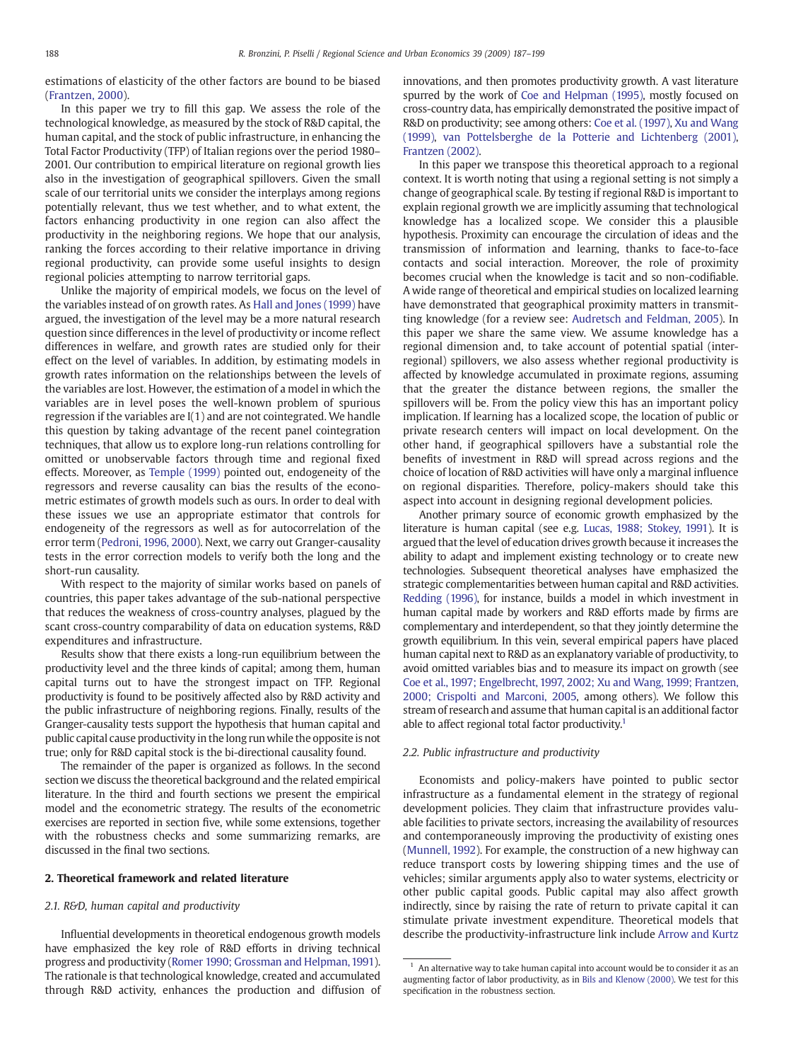estimations of elasticity of the other factors are bound to be biased (Frantzen, 2000).

In this paper we try to fill this gap. We assess the role of the technological knowledge, as measured by the stock of R&D capital, the human capital, and the stock of public infrastructure, in enhancing the Total Factor Productivity (TFP) of Italian regions over the period 1980–2001. Our contribution to empirical literature on regional growth lies also in the investigation of geographical spillovers. Given the small scale of our territorial units we consider the interplays among regions potentially relevant, thus we test whether, and to what extent, the factors enhancing productivity in one region can also affect the productivity in the neighboring regions. We hope that our analysis, ranking the forces according to their relative importance in driving regional productivity, can provide some useful insights to design regional policies attempting to narrow territorial gaps.

Unlike the majority of empirical models, we focus on the level of the variables instead of on growth rates. As Hall and Jones (1999) have argued, the investigation of the level may be a more natural research question since differences in the level of productivity or income reflect differences in welfare, and growth rates are studied only for their effect on the level of variables. In addition, by estimating models in growth rates information on the relationships between the levels of the variables are lost. However, the estimation of a model in which the variables are in level poses the well-known problem of spurious regression if the variables are I(1) and are not cointegrated. We handle this question by taking advantage of the recent panel cointegration techniques, that allow us to explore long-run relations controlling for omitted or unobservable factors through time and regional fixed effects. Moreover, as Temple (1999) pointed out, endogeneity of the regressors and reverse causality can bias the results of the econometric estimates of growth models such as ours. In order to deal with these issues we use an appropriate estimator that controls for endogeneity of the regressors as well as for autocorrelation of the error term (Pedroni, 1996, 2000). Next, we carry out Granger-causality tests in the error correction models to verify both the long and the short-run causality.

With respect to the majority of similar works based on panels of countries, this paper takes advantage of the sub-national perspective that reduces the weakness of cross-country analyses, plagued by the scant cross-country comparability of data on education systems, R&D expenditures and infrastructure.

Results show that there exists a long-run equilibrium between the productivity level and the three kinds of capital; among them, human capital turns out to have the strongest impact on TFP. Regional productivity is found to be positively affected also by R&D activity and the public infrastructure of neighboring regions. Finally, results of the Granger-causality tests support the hypothesis that human capital and public capital cause productivity in the long run while the opposite is not true; only for R&D capital stock is the bi-directional causality found.

The remainder of the paper is organized as follows. In the second section we discuss the theoretical background and the related empirical literature. In the third and fourth sections we present the empirical model and the econometric strategy. The results of the econometric exercises are reported in section five, while some extensions, together with the robustness checks and some summarizing remarks, are discussed in the final two sections.

## 2. Theoretical framework and related literature

### 2.1. R&D, human capital and productivity

Influential developments in theoretical endogenous growth models have emphasized the key role of R&D efforts in driving technical progress and productivity (Romer 1990; Grossman and Helpman, 1991). The rationale is that technological knowledge, created and accumulated through R&D activity, enhances the production and diffusion of innovations, and then promotes productivity growth. A vast literature spurred by the work of Coe and Helpman (1995), mostly focused on cross-country data, has empirically demonstrated the positive impact of R&D on productivity; see among others: Coe et al. (1997), Xu and Wang (1999), van Pottelsberghe de la Potterie and Lichtenberg (2001), Frantzen (2002).

In this paper we transpose this theoretical approach to a regional context. It is worth noting that using a regional setting is not simply a change of geographical scale. By testing if regional R&D is important to explain regional growth we are implicitly assuming that technological knowledge has a localized scope. We consider this a plausible hypothesis. Proximity can encourage the circulation of ideas and the transmission of information and learning, thanks to face-to-face contacts and social interaction. Moreover, the role of proximity becomes crucial when the knowledge is tacit and so non-codifiable. A wide range of theoretical and empirical studies on localized learning have demonstrated that geographical proximity matters in transmitting knowledge (for a review see: Audretsch and Feldman, 2005). In this paper we share the same view. We assume knowledge has a regional dimension and, to take account of potential spatial (interregional) spillovers, we also assess whether regional productivity is affected by knowledge accumulated in proximate regions, assuming that the greater the distance between regions, the smaller the spillovers will be. From the policy view this has an important policy implication. If learning has a localized scope, the location of public or private research centers will impact on local development. On the other hand, if geographical spillovers have a substantial role the benefits of investment in R&D will spread across regions and the choice of location of R&D activities will have only a marginal influence on regional disparities. Therefore, policy-makers should take this aspect into account in designing regional development policies.

Another primary source of economic growth emphasized by the literature is human capital (see e.g. Lucas, 1988; Stokey, 1991). It is argued that the level of education drives growth because it increases the ability to adapt and implement existing technology or to create new technologies. Subsequent theoretical analyses have emphasized the strategic complementarities between human capital and R&D activities. Redding (1996), for instance, builds a model in which investment in human capital made by workers and R&D efforts made by firms are complementary and interdependent, so that they jointly determine the growth equilibrium. In this vein, several empirical papers have placed human capital next to R&D as an explanatory variable of productivity, to avoid omitted variables bias and to measure its impact on growth (see Coe et al., 1997; Engelbrecht, 1997, 2002; Xu and Wang, 1999; Frantzen, 2000; Crispolti and Marconi, 2005, among others). We follow this stream of research and assume that human capital is an additional factor able to affect regional total factor productivity.[1]

### 2.2. Public infrastructure and productivity

Economists and policy-makers have pointed to public sector infrastructure as a fundamental element in the strategy of regional development policies. They claim that infrastructure provides valuable facilities to private sectors, increasing the availability of resources and contemporaneously improving the productivity of existing ones (Munnell, 1992). For example, the construction of a new highway can reduce transport costs by lowering shipping times and the use of vehicles; similar arguments apply also to water systems, electricity or other public capital goods. Public capital may also affect growth indirectly, since by raising the rate of return to private capital it can stimulate private investment expenditure. Theoretical models that describe the productivity-infrastructure link include Arrow and Kurtz

[1] An alternative way to take human capital into account would be to consider it as an augmenting factor of labor productivity, as in Bils and Klenow (2000). We test for this specification in the robustness section.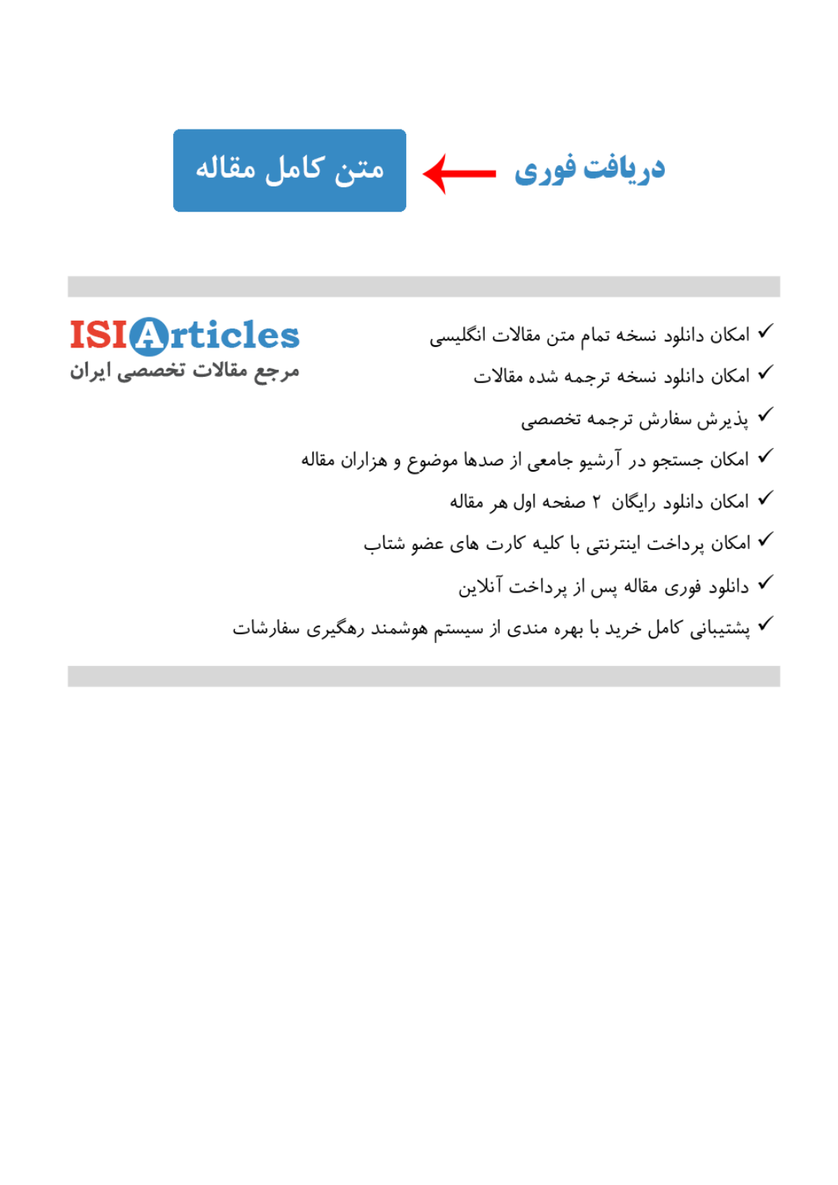دریافت فوری ← **متن کامل مقاله**

**ISIArticles**

مرجع مقالات تخصصی ایران

- ✓ امکان دانلود نسخه تمام متن مقالات انگلیسی
- ✓ امکان دانلود نسخه ترجمه شده مقالات
- ✓ پذیرش سفارش ترجمه تخصصی
- ✓ امکان جستجو در آرشیو جامعی از صدها موضوع و هزاران مقاله
- ✓ امکان دانلود رایگان ۲ صفحه اول هر مقاله
- ✓ امکان پرداخت اینترنتی با کلیه کارت های عضو شتاب
- ✓ دانلود فوری مقاله پس از پرداخت آنلاین
- ✓ پشتیبانی کامل خرید با بهره مندی از سیستم هوشمند رهگیری سفارشات